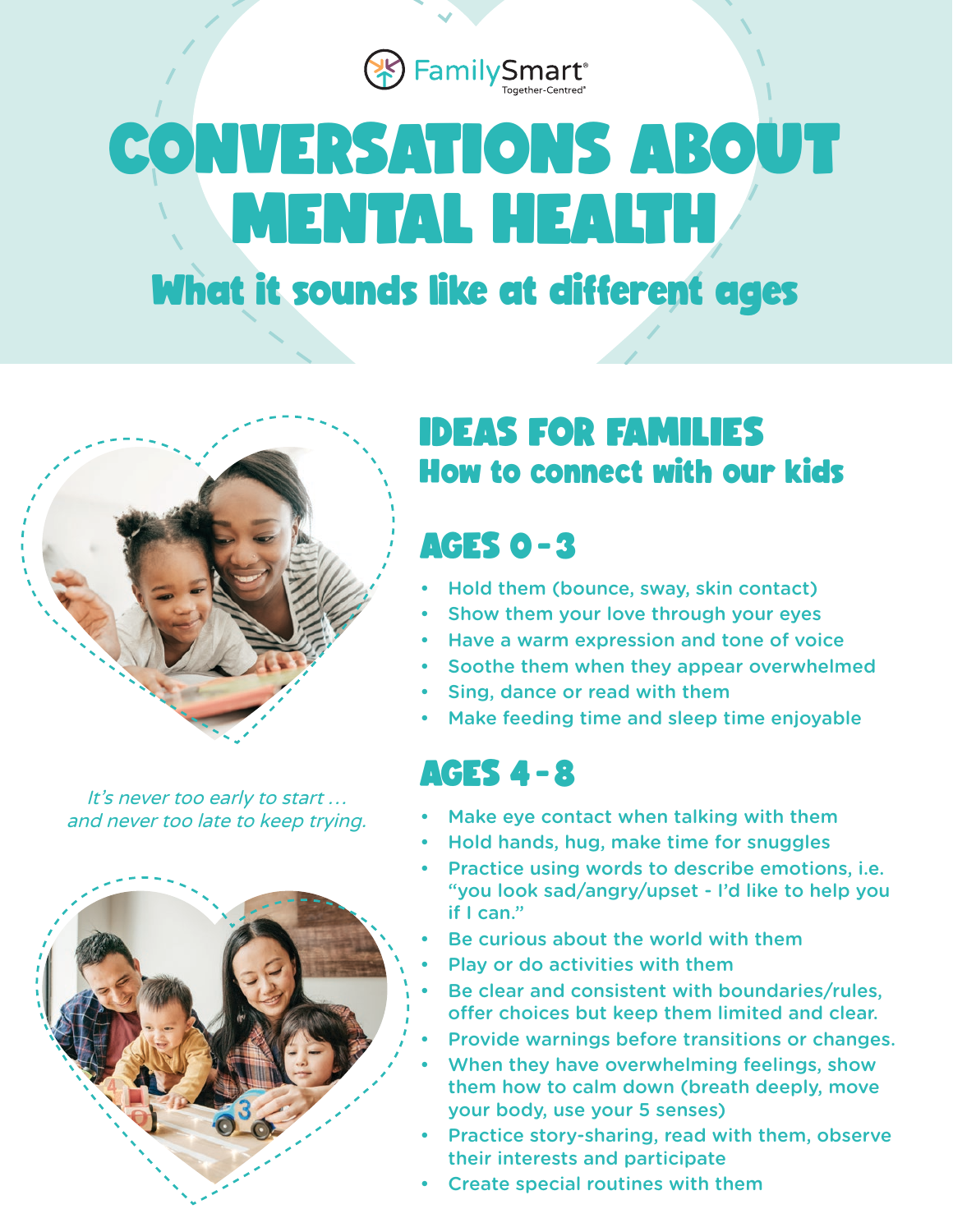FamilySmart®
Together-Centred®

# CONVERSATIONS ABOUT MENTAL HEALTH

## What it sounds like at different ages

*It's never too early to start … and never too late to keep trying.*

## IDEAS FOR FAMILIES
### How to connect with our kids

## AGES 0 - 3

- Hold them (bounce, sway, skin contact)
- Show them your love through your eyes
- Have a warm expression and tone of voice
- Soothe them when they appear overwhelmed
- Sing, dance or read with them
- Make feeding time and sleep time enjoyable

## AGES 4 - 8

- Make eye contact when talking with them
- Hold hands, hug, make time for snuggles
- Practice using words to describe emotions, i.e. "you look sad/angry/upset - I'd like to help you if I can."
- Be curious about the world with them
- Play or do activities with them
- Be clear and consistent with boundaries/rules, offer choices but keep them limited and clear.
- Provide warnings before transitions or changes.
- When they have overwhelming feelings, show them how to calm down (breath deeply, move your body, use your 5 senses)
- Practice story-sharing, read with them, observe their interests and participate
- Create special routines with them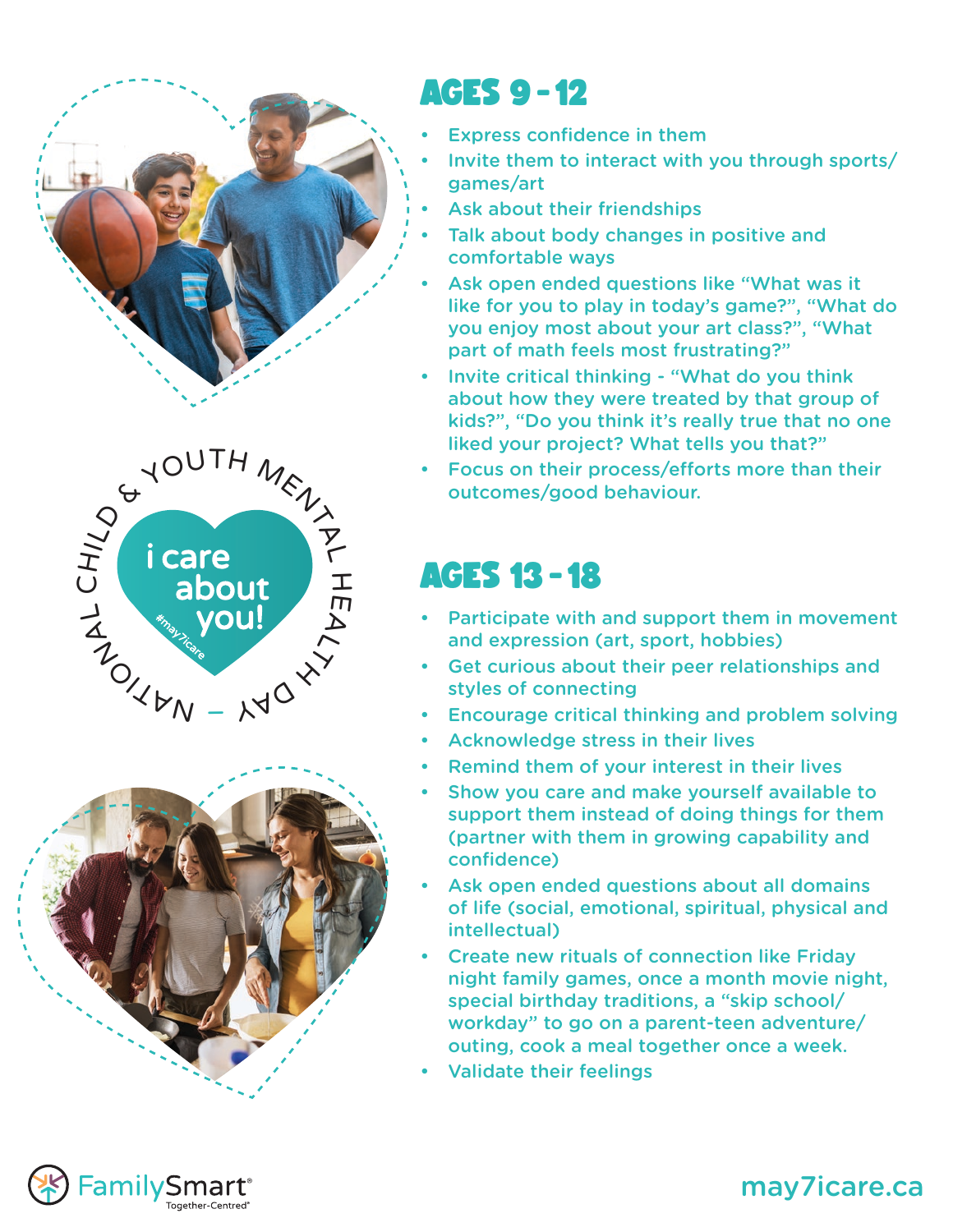## AGES 9 - 12

- Express confidence in them
- Invite them to interact with you through sports/games/art
- Ask about their friendships
- Talk about body changes in positive and comfortable ways
- Ask open ended questions like "What was it like for you to play in today's game?", "What do you enjoy most about your art class?", "What part of math feels most frustrating?"
- Invite critical thinking - "What do you think about how they were treated by that group of kids?", "Do you think it's really true that no one liked your project? What tells you that?"
- Focus on their process/efforts more than their outcomes/good behaviour.

NATIONAL CHILD & YOUTH MENTAL HEALTH DAY —

i care about you!

#may7icare

## AGES 13 - 18

- Participate with and support them in movement and expression (art, sport, hobbies)
- Get curious about their peer relationships and styles of connecting
- Encourage critical thinking and problem solving
- Acknowledge stress in their lives
- Remind them of your interest in their lives
- Show you care and make yourself available to support them instead of doing things for them (partner with them in growing capability and confidence)
- Ask open ended questions about all domains of life (social, emotional, spiritual, physical and intellectual)
- Create new rituals of connection like Friday night family games, once a month movie night, special birthday traditions, a "skip school/workday" to go on a parent-teen adventure/outing, cook a meal together once a week.
- Validate their feelings

FamilySmart® Together-Centred®

may7icare.ca